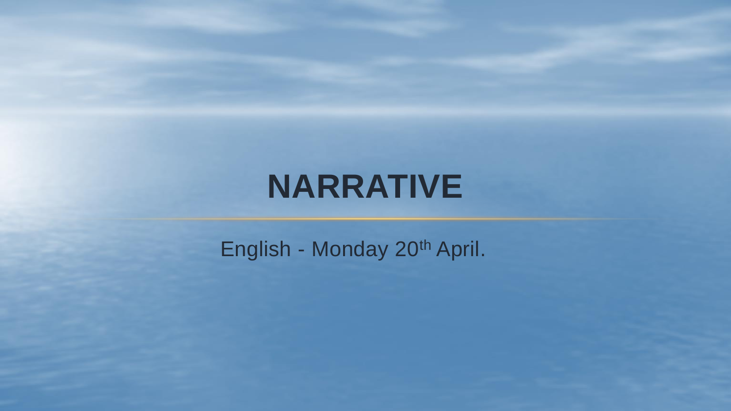# NARRATIVE

English - Monday 20th April.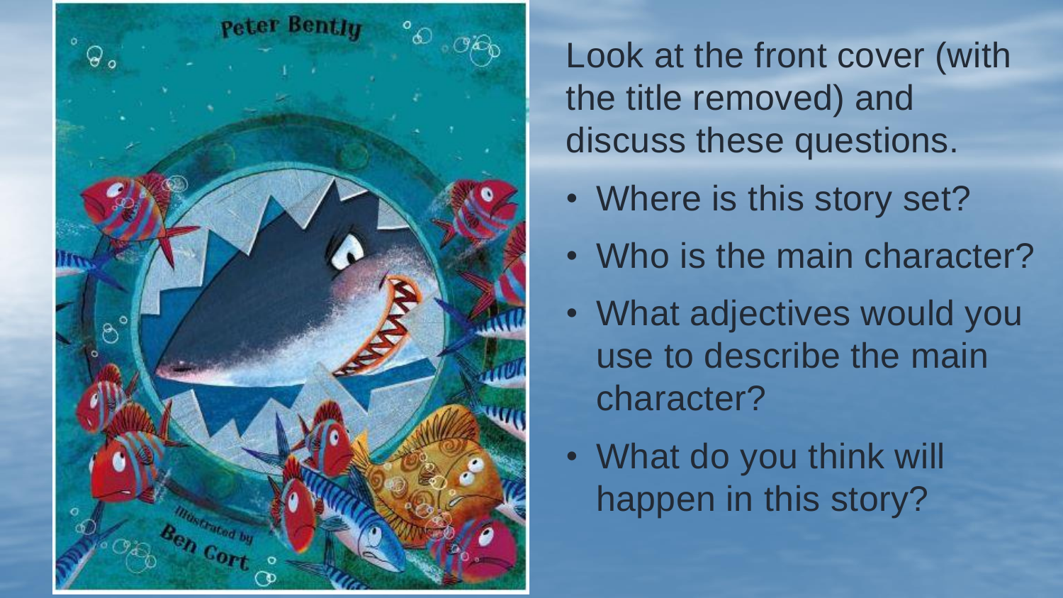Look at the front cover (with the title removed) and discuss these questions.

- Where is this story set?
- Who is the main character?
- What adjectives would you use to describe the main character?
- What do you think will happen in this story?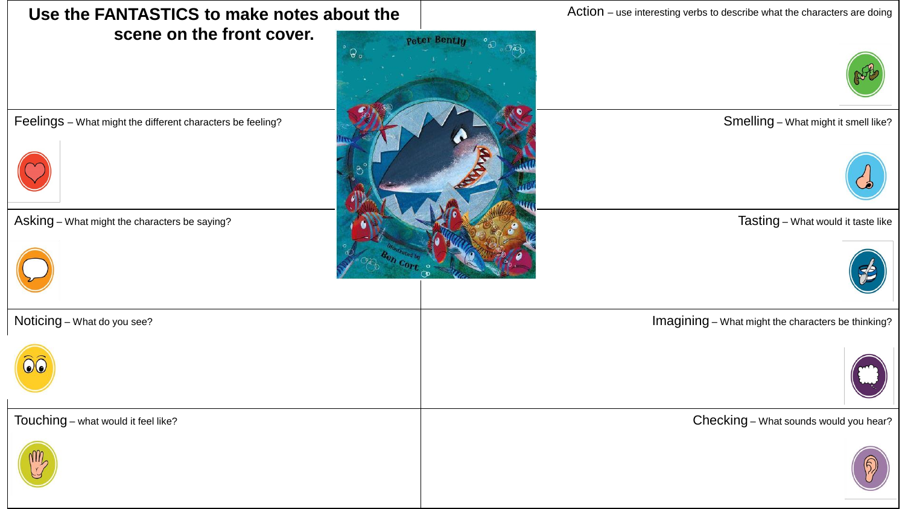# Use the FANTASTICS to make notes about the scene on the front cover.

Peter Bently

Illustrated by Ben Cort

**Feelings** – What might the different characters be feeling?

**Action** – use interesting verbs to describe what the characters are doing

**Smelling** – What might it smell like?

**Asking** – What might the characters be saying?

**Tasting** – What would it taste like

**Noticing** – What do you see?

**Imagining** – What might the characters be thinking?

**Touching** – what would it feel like?

**Checking** – What sounds would you hear?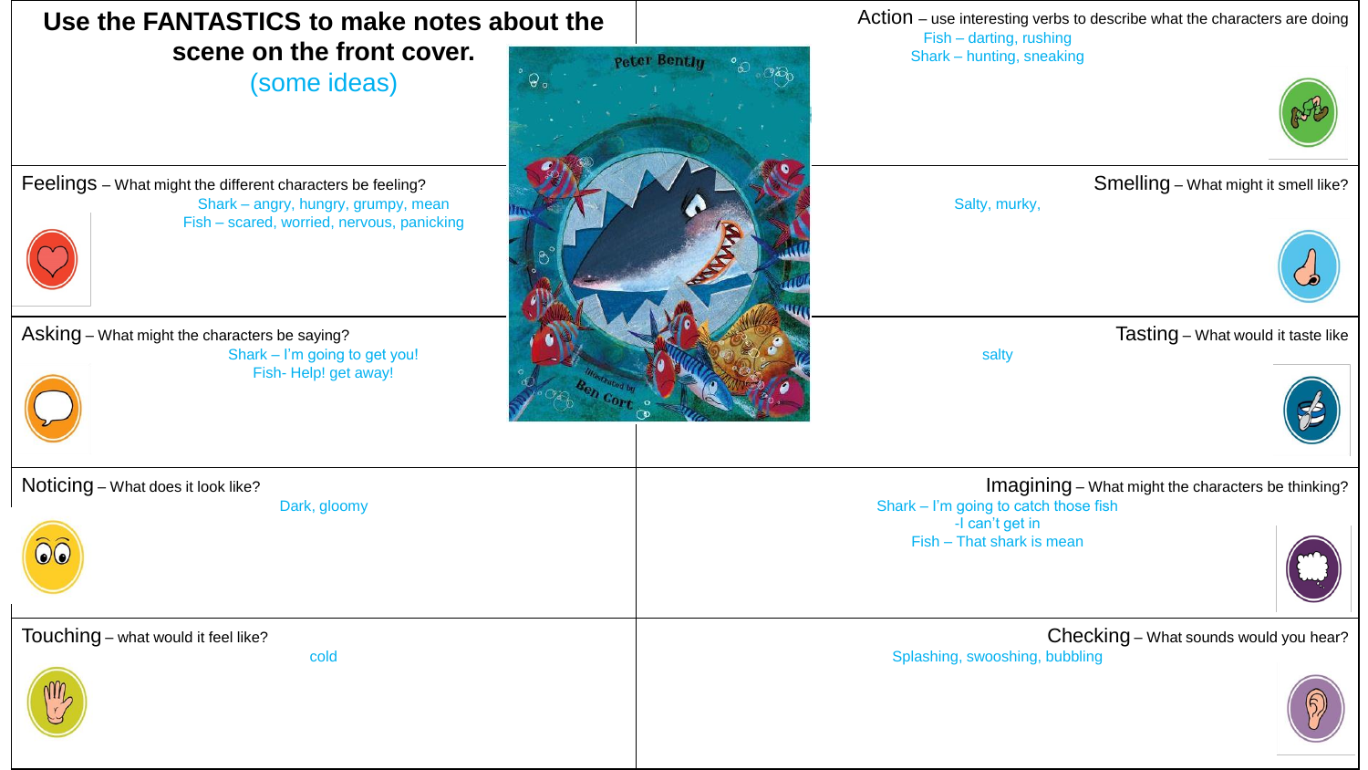# Use the FANTASTICS to make notes about the scene on the front cover.

(some ideas)

**Action** – use interesting verbs to describe what the characters are doing

Fish – darting, rushing
Shark – hunting, sneaking

**Feelings** – What might the different characters be feeling?

Shark – angry, hungry, grumpy, mean
Fish – scared, worried, nervous, panicking

**Smelling** – What might it smell like?

Salty, murky,

**Asking** – What might the characters be saying?

Shark – I'm going to get you!
Fish- Help! get away!

**Tasting** – What would it taste like

salty

**Noticing** – What does it look like?

Dark, gloomy

**Imagining** – What might the characters be thinking?

Shark – I'm going to catch those fish
-I can't get in
Fish – That shark is mean

**Touching** – what would it feel like?

cold

**Checking** – What sounds would you hear?

Splashing, swooshing, bubbling